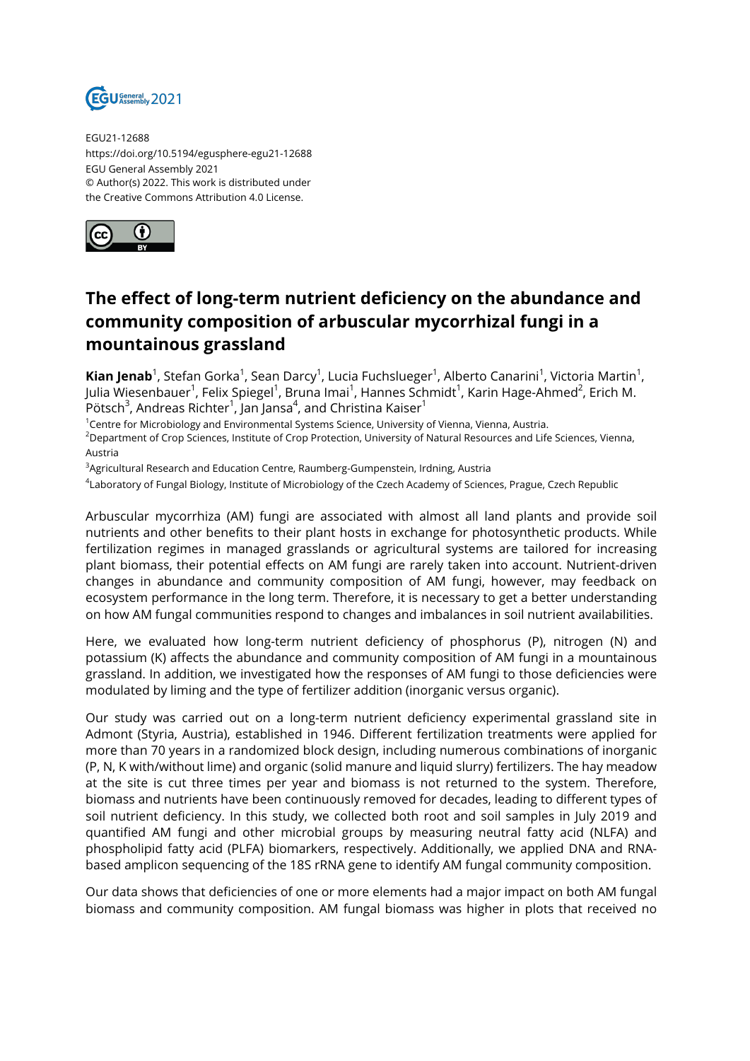EGU21-12688
https://doi.org/10.5194/egusphere-egu21-12688
EGU General Assembly 2021
© Author(s) 2022. This work is distributed under
the Creative Commons Attribution 4.0 License.

# The effect of long-term nutrient deficiency on the abundance and community composition of arbuscular mycorrhizal fungi in a mountainous grassland

**Kian Jenab**[1], Stefan Gorka[1], Sean Darcy[1], Lucia Fuchslueger[1], Alberto Canarini[1], Victoria Martin[1], Julia Wiesenbauer[1], Felix Spiegel[1], Bruna Imai[1], Hannes Schmidt[1], Karin Hage-Ahmed[2], Erich M. Pötsch[3], Andreas Richter[1], Jan Jansa[4], and Christina Kaiser[1]

[1]Centre for Microbiology and Environmental Systems Science, University of Vienna, Vienna, Austria.
[2]Department of Crop Sciences, Institute of Crop Protection, University of Natural Resources and Life Sciences, Vienna, Austria
[3]Agricultural Research and Education Centre, Raumberg-Gumpenstein, Irdning, Austria
[4]Laboratory of Fungal Biology, Institute of Microbiology of the Czech Academy of Sciences, Prague, Czech Republic

Arbuscular mycorrhiza (AM) fungi are associated with almost all land plants and provide soil nutrients and other benefits to their plant hosts in exchange for photosynthetic products. While fertilization regimes in managed grasslands or agricultural systems are tailored for increasing plant biomass, their potential effects on AM fungi are rarely taken into account. Nutrient-driven changes in abundance and community composition of AM fungi, however, may feedback on ecosystem performance in the long term. Therefore, it is necessary to get a better understanding on how AM fungal communities respond to changes and imbalances in soil nutrient availabilities.

Here, we evaluated how long-term nutrient deficiency of phosphorus (P), nitrogen (N) and potassium (K) affects the abundance and community composition of AM fungi in a mountainous grassland. In addition, we investigated how the responses of AM fungi to those deficiencies were modulated by liming and the type of fertilizer addition (inorganic versus organic).

Our study was carried out on a long-term nutrient deficiency experimental grassland site in Admont (Styria, Austria), established in 1946. Different fertilization treatments were applied for more than 70 years in a randomized block design, including numerous combinations of inorganic (P, N, K with/without lime) and organic (solid manure and liquid slurry) fertilizers. The hay meadow at the site is cut three times per year and biomass is not returned to the system. Therefore, biomass and nutrients have been continuously removed for decades, leading to different types of soil nutrient deficiency. In this study, we collected both root and soil samples in July 2019 and quantified AM fungi and other microbial groups by measuring neutral fatty acid (NLFA) and phospholipid fatty acid (PLFA) biomarkers, respectively. Additionally, we applied DNA and RNA-based amplicon sequencing of the 18S rRNA gene to identify AM fungal community composition.

Our data shows that deficiencies of one or more elements had a major impact on both AM fungal biomass and community composition. AM fungal biomass was higher in plots that received no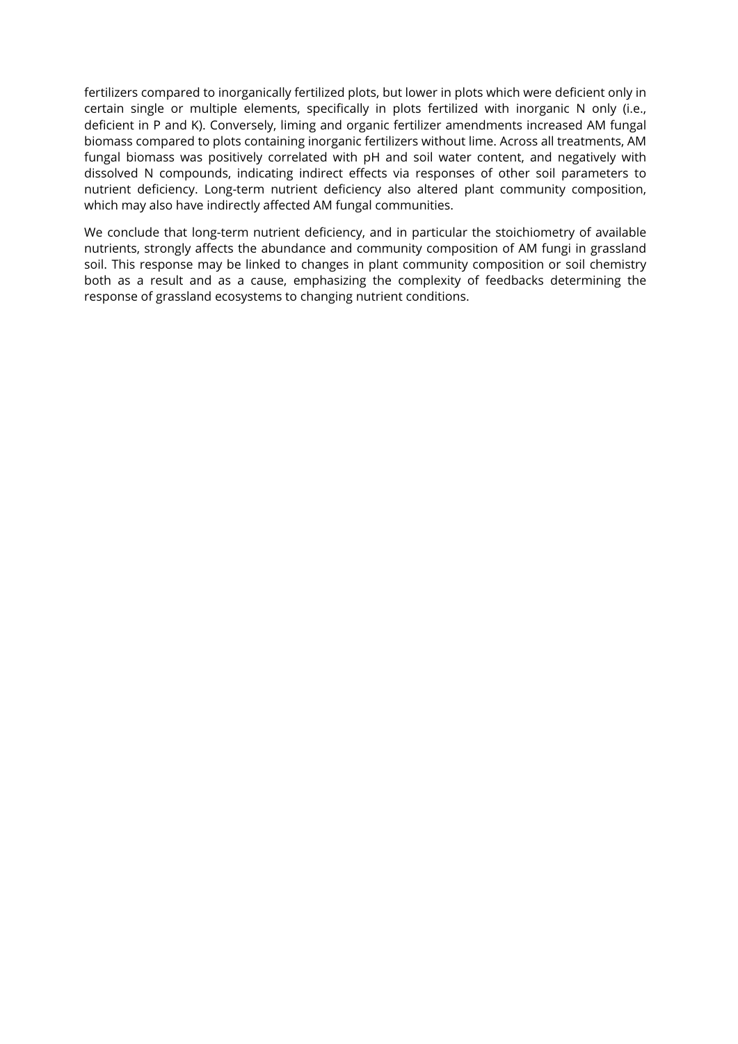fertilizers compared to inorganically fertilized plots, but lower in plots which were deficient only in certain single or multiple elements, specifically in plots fertilized with inorganic N only (i.e., deficient in P and K). Conversely, liming and organic fertilizer amendments increased AM fungal biomass compared to plots containing inorganic fertilizers without lime. Across all treatments, AM fungal biomass was positively correlated with pH and soil water content, and negatively with dissolved N compounds, indicating indirect effects via responses of other soil parameters to nutrient deficiency. Long-term nutrient deficiency also altered plant community composition, which may also have indirectly affected AM fungal communities.

We conclude that long-term nutrient deficiency, and in particular the stoichiometry of available nutrients, strongly affects the abundance and community composition of AM fungi in grassland soil. This response may be linked to changes in plant community composition or soil chemistry both as a result and as a cause, emphasizing the complexity of feedbacks determining the response of grassland ecosystems to changing nutrient conditions.